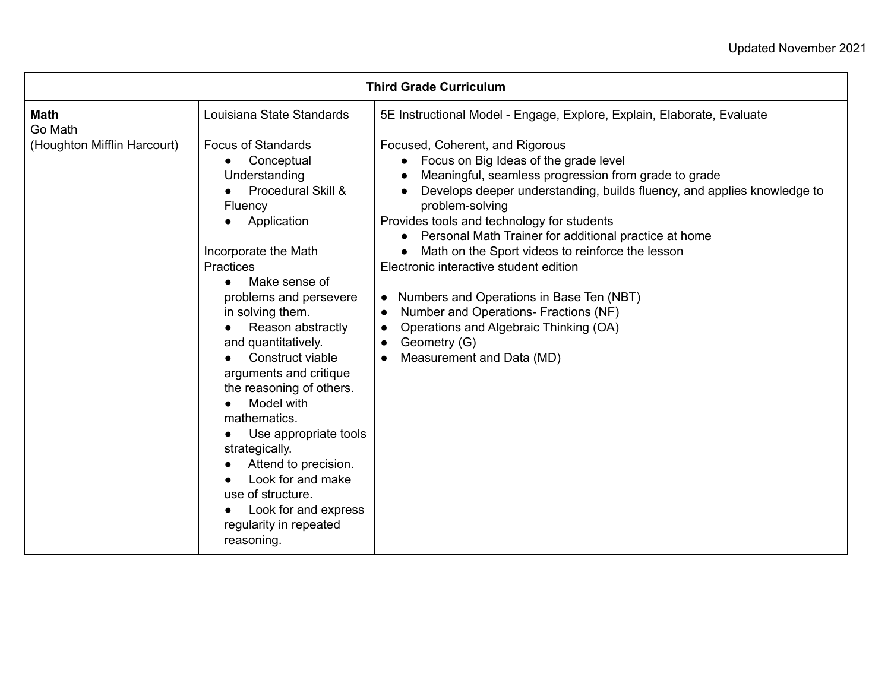Updated November 2021

| Third Grade Curriculum | | |
|---|---|---|
| **Math**<br>Go Math<br>(Houghton Mifflin Harcourt) | Louisiana State Standards<br><br>Focus of Standards<br>● Conceptual Understanding<br>● Procedural Skill & Fluency<br>● Application<br><br>Incorporate the Math Practices<br>● Make sense of problems and persevere in solving them.<br>● Reason abstractly and quantitatively.<br>● Construct viable arguments and critique the reasoning of others.<br>● Model with mathematics.<br>● Use appropriate tools strategically.<br>● Attend to precision.<br>● Look for and make use of structure.<br>● Look for and express regularity in repeated reasoning. | 5E Instructional Model - Engage, Explore, Explain, Elaborate, Evaluate<br><br>Focused, Coherent, and Rigorous<br>● Focus on Big Ideas of the grade level<br>● Meaningful, seamless progression from grade to grade<br>● Develops deeper understanding, builds fluency, and applies knowledge to problem-solving<br>Provides tools and technology for students<br>● Personal Math Trainer for additional practice at home<br>● Math on the Sport videos to reinforce the lesson<br>Electronic interactive student edition<br><br>● Numbers and Operations in Base Ten (NBT)<br>● Number and Operations- Fractions (NF)<br>● Operations and Algebraic Thinking (OA)<br>● Geometry (G)<br>● Measurement and Data (MD) |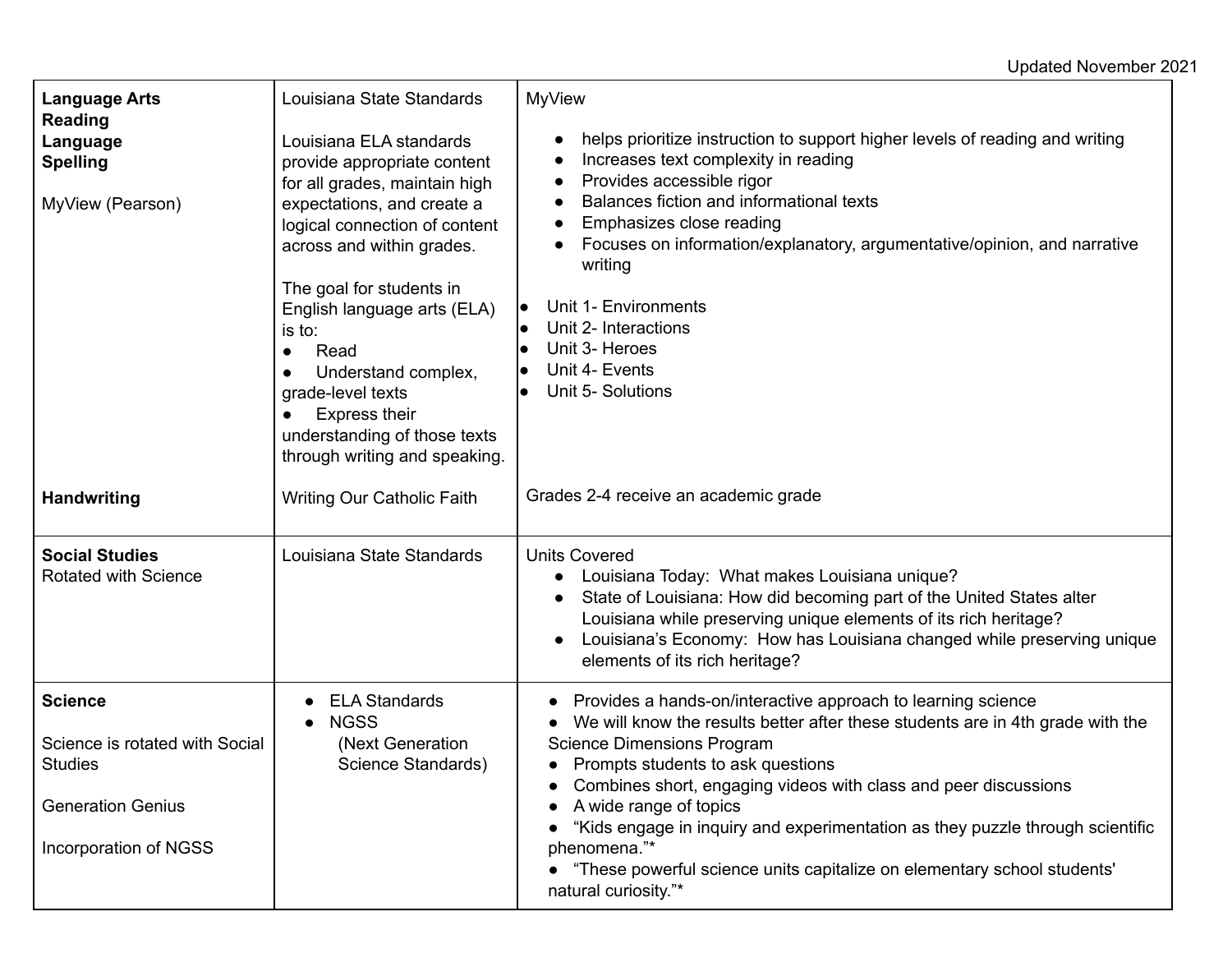Updated November 2021

| | | |
|---|---|---|
| **Language Arts**<br>**Reading**<br>**Language**<br>**Spelling**<br><br>MyView (Pearson)<br><br><br><br><br><br><br><br><br><br><br><br>**Handwriting** | Louisiana State Standards<br><br>Louisiana ELA standards provide appropriate content for all grades, maintain high expectations, and create a logical connection of content across and within grades.<br><br>The goal for students in English language arts (ELA) is to:<br>● Read<br>● Understand complex, grade-level texts<br>● Express their understanding of those texts through writing and speaking.<br><br>Writing Our Catholic Faith | MyView<br><br>● helps prioritize instruction to support higher levels of reading and writing<br>● Increases text complexity in reading<br>● Provides accessible rigor<br>● Balances fiction and informational texts<br>● Emphasizes close reading<br>● Focuses on information/explanatory, argumentative/opinion, and narrative writing<br><br>● Unit 1- Environments<br>● Unit 2- Interactions<br>● Unit 3- Heroes<br>● Unit 4- Events<br>● Unit 5- Solutions<br><br><br><br><br>Grades 2-4 receive an academic grade |
| **Social Studies**<br>Rotated with Science | Louisiana State Standards | Units Covered<br>● Louisiana Today: What makes Louisiana unique?<br>● State of Louisiana: How did becoming part of the United States alter Louisiana while preserving unique elements of its rich heritage?<br>● Louisiana's Economy: How has Louisiana changed while preserving unique elements of its rich heritage? |
| **Science**<br><br>Science is rotated with Social Studies<br><br>Generation Genius<br><br>Incorporation of NGSS | ● ELA Standards<br>● NGSS (Next Generation Science Standards) | ● Provides a hands-on/interactive approach to learning science<br>● We will know the results better after these students are in 4th grade with the Science Dimensions Program<br>● Prompts students to ask questions<br>● Combines short, engaging videos with class and peer discussions<br>● A wide range of topics<br>● "Kids engage in inquiry and experimentation as they puzzle through scientific phenomena."*<br>● "These powerful science units capitalize on elementary school students' natural curiosity."* |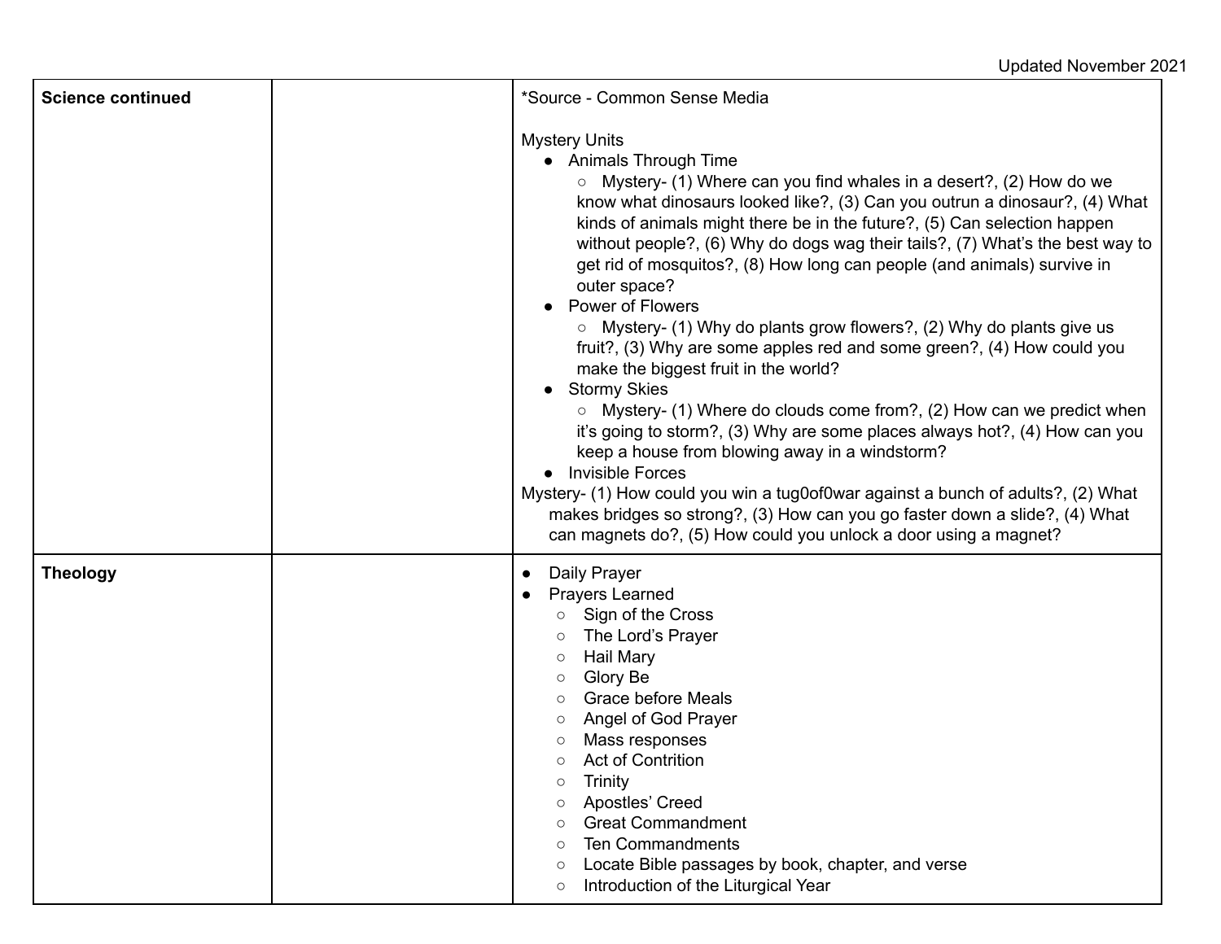| Science continued | | *Source - Common Sense Media<br><br>Mystery Units<br>● Animals Through Time<br>○ Mystery- (1) Where can you find whales in a desert?, (2) How do we know what dinosaurs looked like?, (3) Can you outrun a dinosaur?, (4) What kinds of animals might there be in the future?, (5) Can selection happen without people?, (6) Why do dogs wag their tails?, (7) What's the best way to get rid of mosquitos?, (8) How long can people (and animals) survive in outer space?<br>● Power of Flowers<br>○ Mystery- (1) Why do plants grow flowers?, (2) Why do plants give us fruit?, (3) Why are some apples red and some green?, (4) How could you make the biggest fruit in the world?<br>● Stormy Skies<br>○ Mystery- (1) Where do clouds come from?, (2) How can we predict when it's going to storm?, (3) Why are some places always hot?, (4) How can you keep a house from blowing away in a windstorm?<br>● Invisible Forces<br>Mystery- (1) How could you win a tug0of0war against a bunch of adults?, (2) What makes bridges so strong?, (3) How can you go faster down a slide?, (4) What can magnets do?, (5) How could you unlock a door using a magnet? |
|---|---|---|
| **Theology** | | ● Daily Prayer<br>● Prayers Learned<br>○ Sign of the Cross<br>○ The Lord's Prayer<br>○ Hail Mary<br>○ Glory Be<br>○ Grace before Meals<br>○ Angel of God Prayer<br>○ Mass responses<br>○ Act of Contrition<br>○ Trinity<br>○ Apostles' Creed<br>○ Great Commandment<br>○ Ten Commandments<br>○ Locate Bible passages by book, chapter, and verse<br>○ Introduction of the Liturgical Year |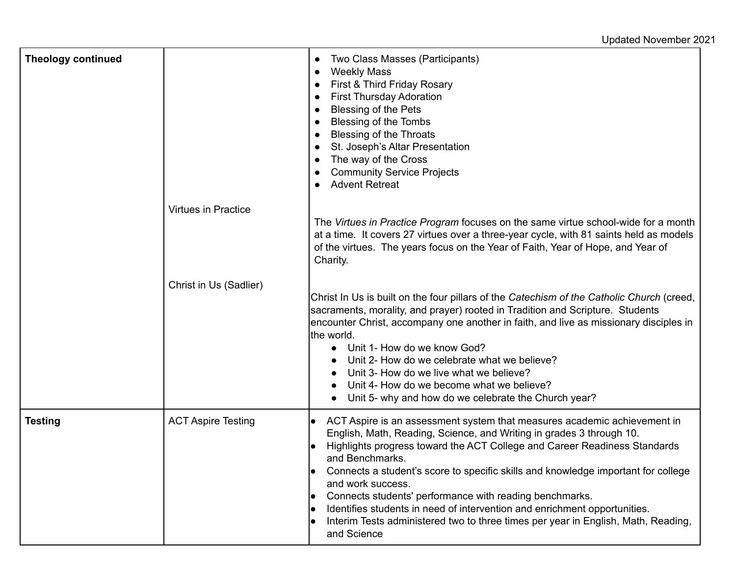| **Theology continued** | | • Two Class Masses (Participants)<br>• Weekly Mass<br>• First & Third Friday Rosary<br>• First Thursday Adoration<br>• Blessing of the Pets<br>• Blessing of the Tombs<br>• Blessing of the Throats<br>• St. Joseph's Altar Presentation<br>• The way of the Cross<br>• Community Service Projects<br>• Advent Retreat |
|---|---|---|
| | Virtues in Practice | The *Virtues in Practice Program* focuses on the same virtue school-wide for a month at a time. It covers 27 virtues over a three-year cycle, with 81 saints held as models of the virtues. The years focus on the Year of Faith, Year of Hope, and Year of Charity. |
| | Christ in Us (Sadlier) | Christ In Us is built on the four pillars of the *Catechism of the Catholic Church* (creed, sacraments, morality, and prayer) rooted in Tradition and Scripture. Students encounter Christ, accompany one another in faith, and live as missionary disciples in the world.<br>• Unit 1- How do we know God?<br>• Unit 2- How do we celebrate what we believe?<br>• Unit 3- How do we live what we believe?<br>• Unit 4- How do we become what we believe?<br>• Unit 5- why and how do we celebrate the Church year? |
| **Testing** | ACT Aspire Testing | • ACT Aspire is an assessment system that measures academic achievement in English, Math, Reading, Science, and Writing in grades 3 through 10.<br>• Highlights progress toward the ACT College and Career Readiness Standards and Benchmarks.<br>• Connects a student's score to specific skills and knowledge important for college and work success.<br>• Connects students' performance with reading benchmarks.<br>• Identifies students in need of intervention and enrichment opportunities.<br>• Interim Tests administered two to three times per year in English, Math, Reading, and Science |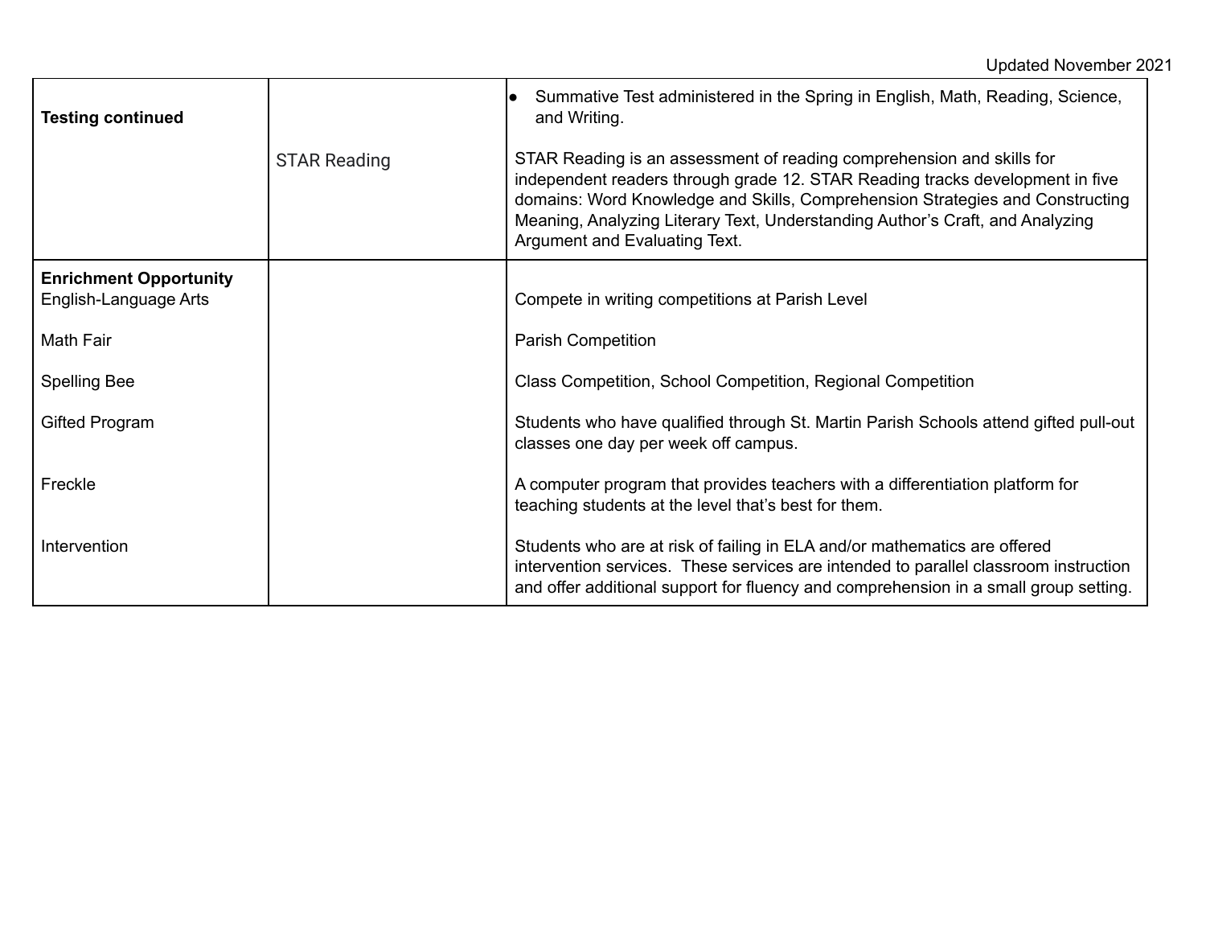| | | |
|---|---|---|
| **Testing continued** | STAR Reading | • Summative Test administered in the Spring in English, Math, Reading, Science, and Writing.<br><br>STAR Reading is an assessment of reading comprehension and skills for independent readers through grade 12. STAR Reading tracks development in five domains: Word Knowledge and Skills, Comprehension Strategies and Constructing Meaning, Analyzing Literary Text, Understanding Author's Craft, and Analyzing Argument and Evaluating Text. |
| **Enrichment Opportunity**<br>English-Language Arts<br><br>Math Fair<br><br>Spelling Bee<br><br>Gifted Program<br><br>Freckle<br><br>Intervention | | Compete in writing competitions at Parish Level<br><br>Parish Competition<br><br>Class Competition, School Competition, Regional Competition<br><br>Students who have qualified through St. Martin Parish Schools attend gifted pull-out classes one day per week off campus.<br><br>A computer program that provides teachers with a differentiation platform for teaching students at the level that's best for them.<br><br>Students who are at risk of failing in ELA and/or mathematics are offered intervention services. These services are intended to parallel classroom instruction and offer additional support for fluency and comprehension in a small group setting. |